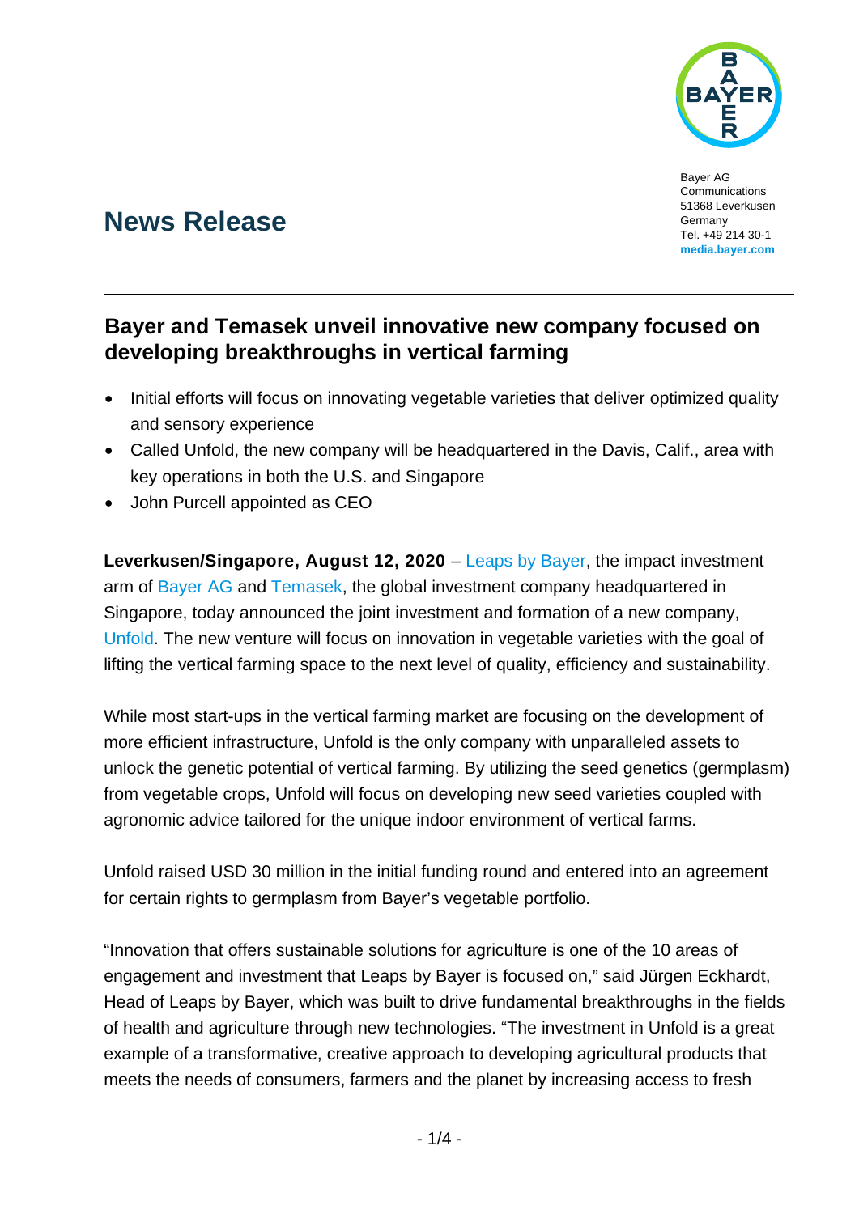Bayer AG
Communications
51368 Leverkusen
Germany
Tel. +49 214 30-1
**media.bayer.com**

# News Release

## Bayer and Temasek unveil innovative new company focused on developing breakthroughs in vertical farming

- Initial efforts will focus on innovating vegetable varieties that deliver optimized quality and sensory experience
- Called Unfold, the new company will be headquartered in the Davis, Calif., area with key operations in both the U.S. and Singapore
- John Purcell appointed as CEO

**Leverkusen/Singapore, August 12, 2020** – Leaps by Bayer, the impact investment arm of Bayer AG and Temasek, the global investment company headquartered in Singapore, today announced the joint investment and formation of a new company, Unfold. The new venture will focus on innovation in vegetable varieties with the goal of lifting the vertical farming space to the next level of quality, efficiency and sustainability.

While most start-ups in the vertical farming market are focusing on the development of more efficient infrastructure, Unfold is the only company with unparalleled assets to unlock the genetic potential of vertical farming. By utilizing the seed genetics (germplasm) from vegetable crops, Unfold will focus on developing new seed varieties coupled with agronomic advice tailored for the unique indoor environment of vertical farms.

Unfold raised USD 30 million in the initial funding round and entered into an agreement for certain rights to germplasm from Bayer's vegetable portfolio.

"Innovation that offers sustainable solutions for agriculture is one of the 10 areas of engagement and investment that Leaps by Bayer is focused on," said Jürgen Eckhardt, Head of Leaps by Bayer, which was built to drive fundamental breakthroughs in the fields of health and agriculture through new technologies. "The investment in Unfold is a great example of a transformative, creative approach to developing agricultural products that meets the needs of consumers, farmers and the planet by increasing access to fresh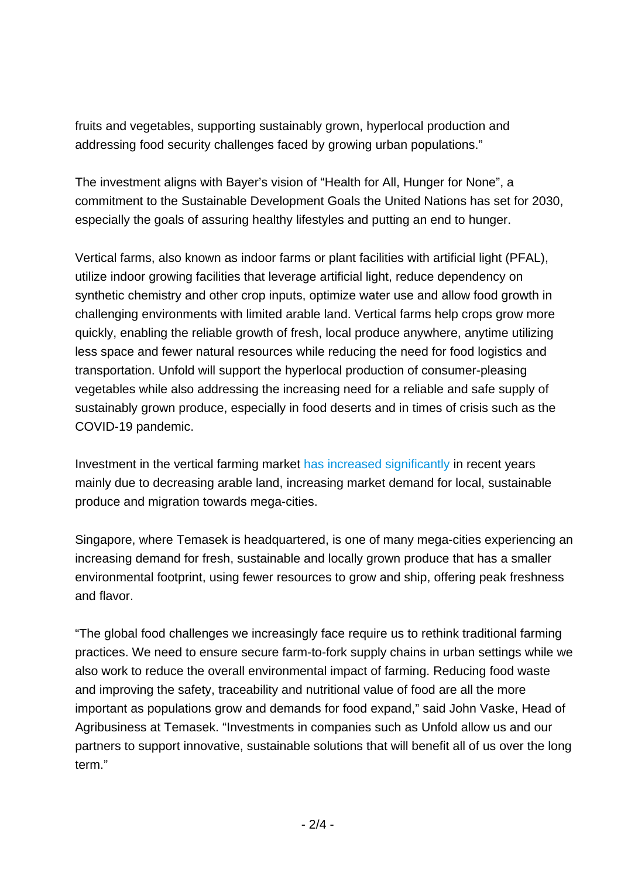fruits and vegetables, supporting sustainably grown, hyperlocal production and addressing food security challenges faced by growing urban populations."

The investment aligns with Bayer's vision of "Health for All, Hunger for None", a commitment to the Sustainable Development Goals the United Nations has set for 2030, especially the goals of assuring healthy lifestyles and putting an end to hunger.

Vertical farms, also known as indoor farms or plant facilities with artificial light (PFAL), utilize indoor growing facilities that leverage artificial light, reduce dependency on synthetic chemistry and other crop inputs, optimize water use and allow food growth in challenging environments with limited arable land. Vertical farms help crops grow more quickly, enabling the reliable growth of fresh, local produce anywhere, anytime utilizing less space and fewer natural resources while reducing the need for food logistics and transportation. Unfold will support the hyperlocal production of consumer-pleasing vegetables while also addressing the increasing need for a reliable and safe supply of sustainably grown produce, especially in food deserts and in times of crisis such as the COVID-19 pandemic.

Investment in the vertical farming market has increased significantly in recent years mainly due to decreasing arable land, increasing market demand for local, sustainable produce and migration towards mega-cities.

Singapore, where Temasek is headquartered, is one of many mega-cities experiencing an increasing demand for fresh, sustainable and locally grown produce that has a smaller environmental footprint, using fewer resources to grow and ship, offering peak freshness and flavor.

"The global food challenges we increasingly face require us to rethink traditional farming practices. We need to ensure secure farm-to-fork supply chains in urban settings while we also work to reduce the overall environmental impact of farming. Reducing food waste and improving the safety, traceability and nutritional value of food are all the more important as populations grow and demands for food expand," said John Vaske, Head of Agribusiness at Temasek. "Investments in companies such as Unfold allow us and our partners to support innovative, sustainable solutions that will benefit all of us over the long term."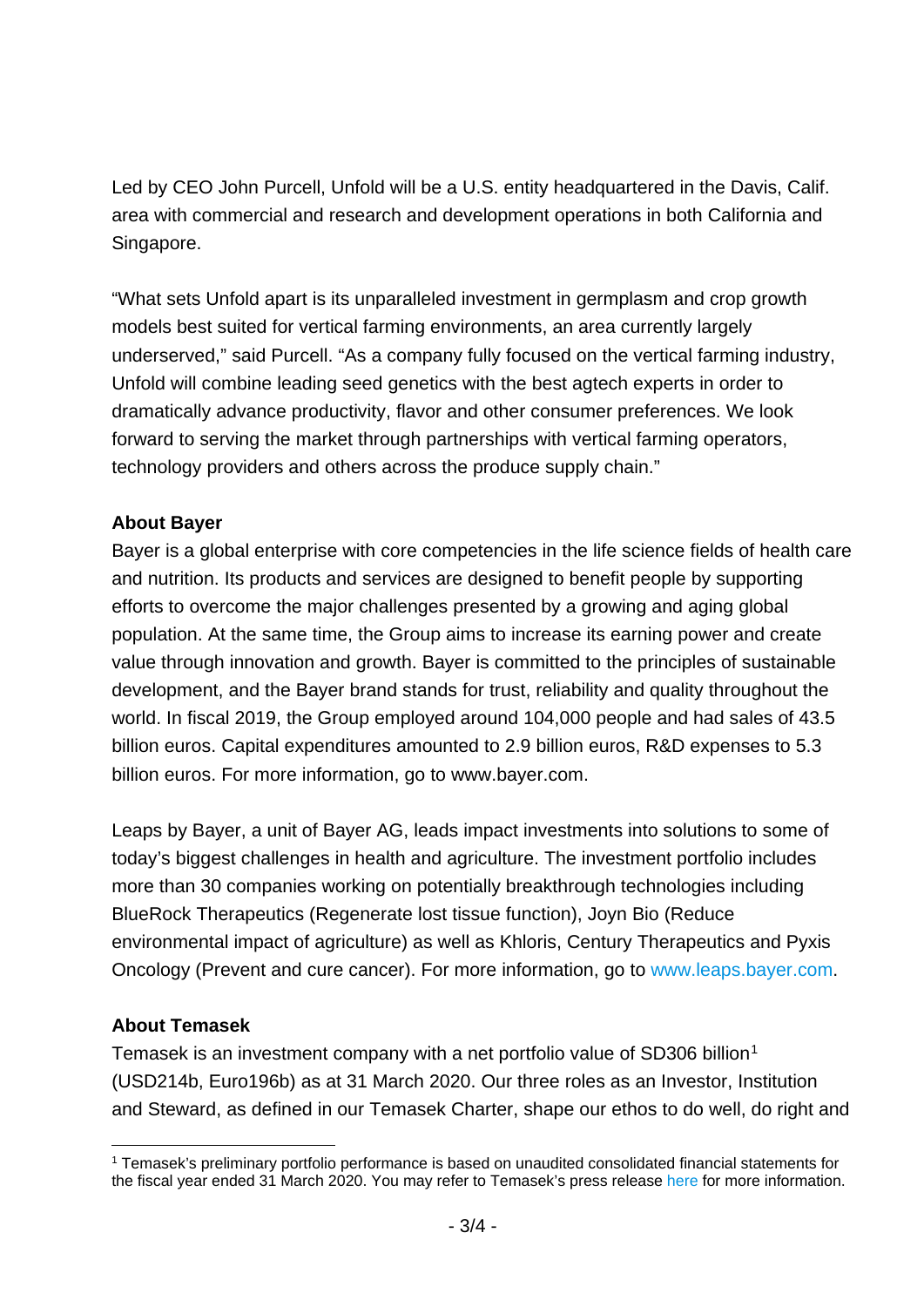Led by CEO John Purcell, Unfold will be a U.S. entity headquartered in the Davis, Calif. area with commercial and research and development operations in both California and Singapore.

"What sets Unfold apart is its unparalleled investment in germplasm and crop growth models best suited for vertical farming environments, an area currently largely underserved," said Purcell. "As a company fully focused on the vertical farming industry, Unfold will combine leading seed genetics with the best agtech experts in order to dramatically advance productivity, flavor and other consumer preferences. We look forward to serving the market through partnerships with vertical farming operators, technology providers and others across the produce supply chain."

**About Bayer**

Bayer is a global enterprise with core competencies in the life science fields of health care and nutrition. Its products and services are designed to benefit people by supporting efforts to overcome the major challenges presented by a growing and aging global population. At the same time, the Group aims to increase its earning power and create value through innovation and growth. Bayer is committed to the principles of sustainable development, and the Bayer brand stands for trust, reliability and quality throughout the world. In fiscal 2019, the Group employed around 104,000 people and had sales of 43.5 billion euros. Capital expenditures amounted to 2.9 billion euros, R&D expenses to 5.3 billion euros. For more information, go to www.bayer.com.

Leaps by Bayer, a unit of Bayer AG, leads impact investments into solutions to some of today's biggest challenges in health and agriculture. The investment portfolio includes more than 30 companies working on potentially breakthrough technologies including BlueRock Therapeutics (Regenerate lost tissue function), Joyn Bio (Reduce environmental impact of agriculture) as well as Khloris, Century Therapeutics and Pyxis Oncology (Prevent and cure cancer). For more information, go to www.leaps.bayer.com.

**About Temasek**

Temasek is an investment company with a net portfolio value of SD306 billion[1] (USD214b, Euro196b) as at 31 March 2020. Our three roles as an Investor, Institution and Steward, as defined in our Temasek Charter, shape our ethos to do well, do right and

---

[1] Temasek's preliminary portfolio performance is based on unaudited consolidated financial statements for the fiscal year ended 31 March 2020. You may refer to Temasek's press release here for more information.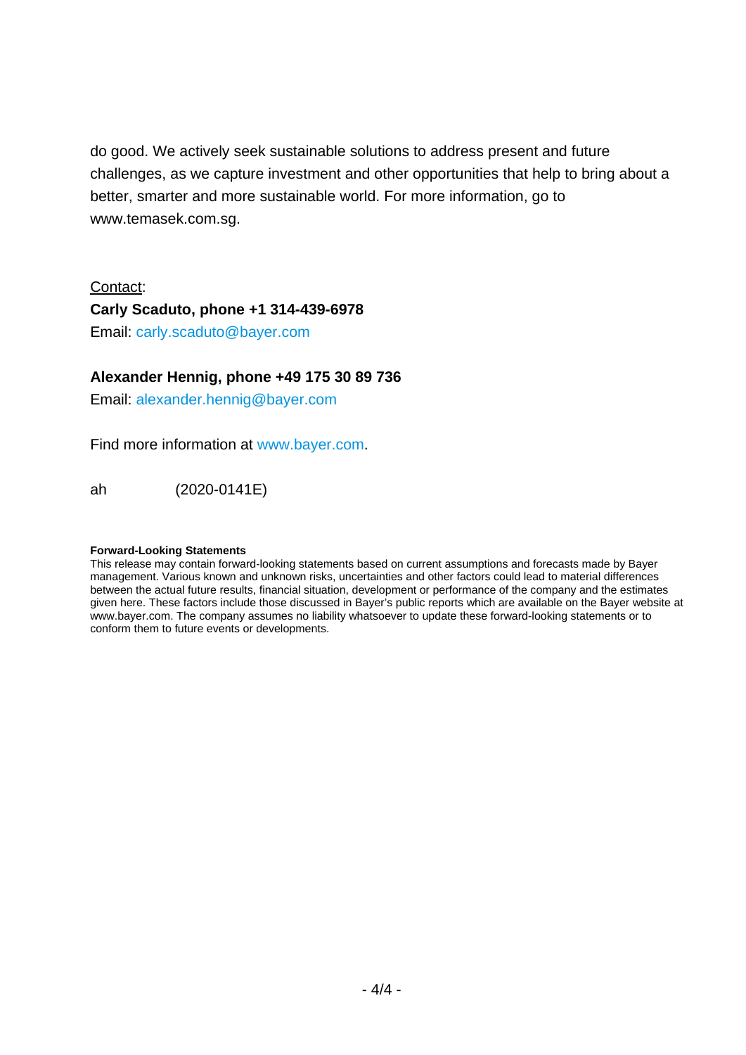do good. We actively seek sustainable solutions to address present and future challenges, as we capture investment and other opportunities that help to bring about a better, smarter and more sustainable world. For more information, go to www.temasek.com.sg.

Contact:

**Carly Scaduto, phone +1 314-439-6978**

Email: carly.scaduto@bayer.com

**Alexander Hennig, phone +49 175 30 89 736**

Email: alexander.hennig@bayer.com

Find more information at www.bayer.com.

ah (2020-0141E)

**Forward-Looking Statements**

This release may contain forward-looking statements based on current assumptions and forecasts made by Bayer management. Various known and unknown risks, uncertainties and other factors could lead to material differences between the actual future results, financial situation, development or performance of the company and the estimates given here. These factors include those discussed in Bayer's public reports which are available on the Bayer website at www.bayer.com. The company assumes no liability whatsoever to update these forward-looking statements or to conform them to future events or developments.